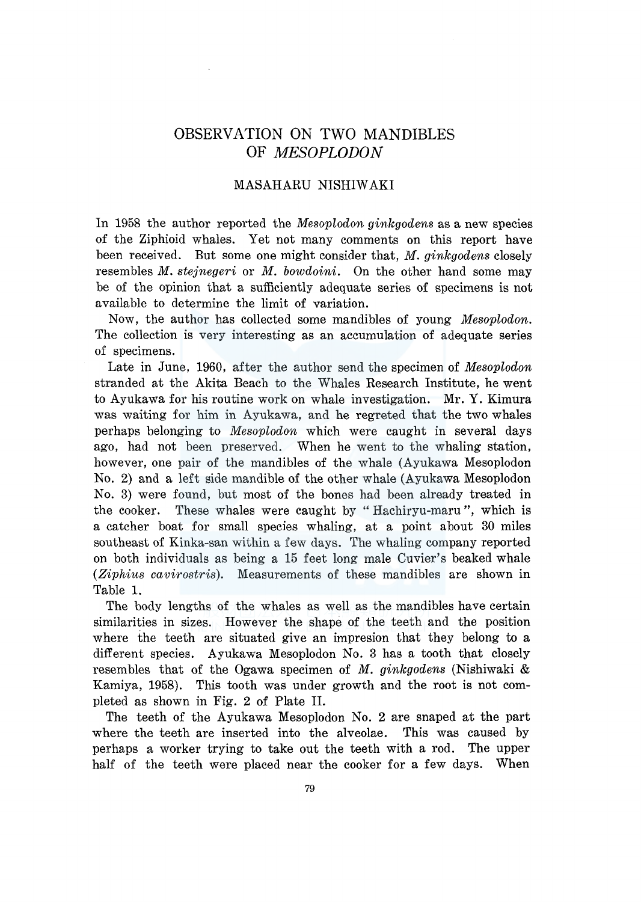# OBSERVATION ON TWO MANDIBLES OF *MESOPLODON*

MASAHARU NISHIWAKI

In 1958 the author reported the *Mesoplodon ginkgodens* as a new species of the Ziphioid whales. Yet not many comments on this report have been received. But some one might consider that, *M. ginkgodens* closely resembles *M. stejnegeri* or *M. bowdoini*. On the other hand some may be of the opinion that a sufficiently adequate series of specimens is not available to determine the limit of variation.

Now, the author has collected some mandibles of young *Mesoplodon*. The collection is very interesting as an accumulation of adequate series of specimens.

Late in June, 1960, after the author send the specimen of *Mesoplodon* stranded at the Akita Beach to the Whales Research Institute, he went to Ayukawa for his routine work on whale investigation. Mr. Y. Kimura was waiting for him in Ayukawa, and he regreted that the two whales perhaps belonging to *Mesoplodon* which were caught in several days ago, had not been preserved. When he went to the whaling station, however, one pair of the mandibles of the whale (Ayukawa Mesoplodon No. 2) and a left side mandible of the other whale (Ayukawa Mesoplodon No. 3) were found, but most of the bones had been already treated in the cooker. These whales were caught by "Hachiryu-maru", which is a catcher boat for small species whaling, at a point about 30 miles southeast of Kinka-san within a few days. The whaling company reported on both individuals as being a 15 feet long male Cuvier's beaked whale (*Ziphius cavirostris*). Measurements of these mandibles are shown in Table 1.

The body lengths of the whales as well as the mandibles have certain similarities in sizes. However the shape of the teeth and the position where the teeth are situated give an impresion that they belong to a different species. Ayukawa Mesoplodon No. 3 has a tooth that closely resembles that of the Ogawa specimen of *M. ginkgodens* (Nishiwaki & Kamiya, 1958). This tooth was under growth and the root is not completed as shown in Fig. 2 of Plate II.

The teeth of the Ayukawa Mesoplodon No. 2 are snaped at the part where the teeth are inserted into the alveolae. This was caused by perhaps a worker trying to take out the teeth with a rod. The upper half of the teeth were placed near the cooker for a few days. When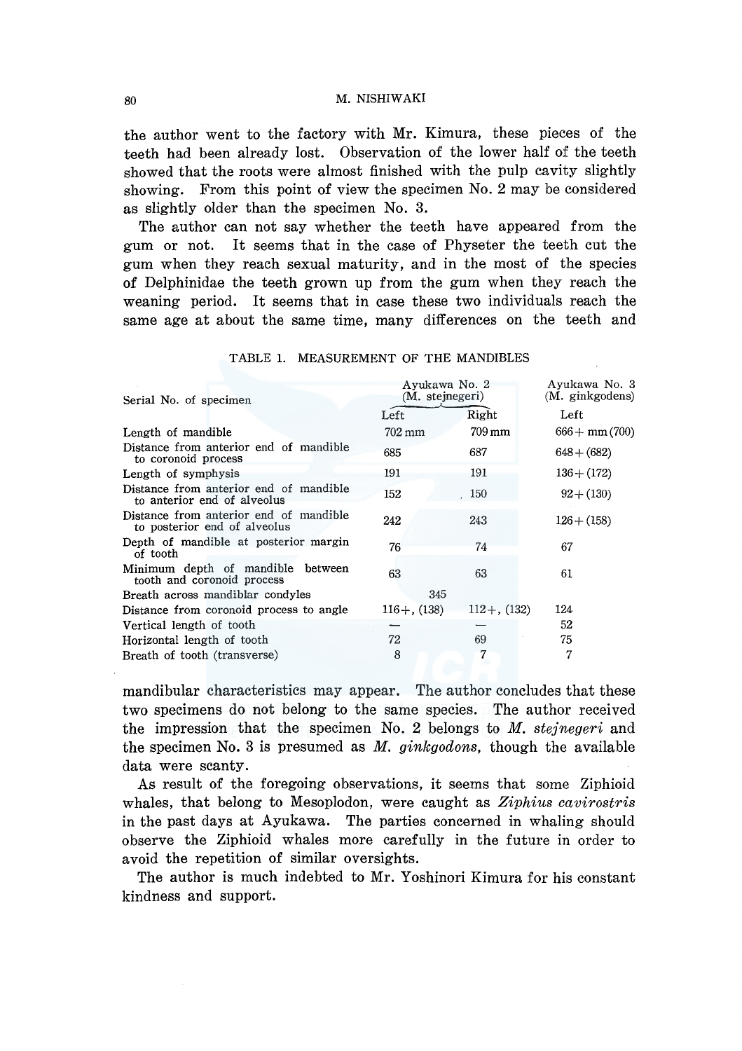the author went to the factory with Mr. Kimura, these pieces of the teeth had been already lost. Observation of the lower half of the teeth showed that the roots were almost finished with the pulp cavity slightly showing. From this point of view the specimen No. 2 may be considered as slightly older than the specimen No. 3.

The author can not say whether the teeth have appeared from the gum or not. It seems that in the case of Physeter the teeth cut the gum when they reach sexual maturity, and in the most of the species of Delphinidae the teeth grown up from the gum when they reach the weaning period. It seems that in case these two individuals reach the same age at about the same time, many differences on the teeth and

TABLE 1. MEASUREMENT OF THE MANDIBLES

| Serial No. of specimen | Ayukawa No. 2 (M. stejnegeri) | | Ayukawa No. 3 (M. ginkgodens) |
|---|---|---|---|
| | Left | Right | Left |
| Length of mandible | 702 mm | 709 mm | 666+ mm (700) |
| Distance from anterior end of mandible to coronoid process | 685 | 687 | 648+ (682) |
| Length of symphysis | 191 | 191 | 136+ (172) |
| Distance from anterior end of mandible to anterior end of alveolus | 152 | 150 | 92+ (130) |
| Distance from anterior end of mandible to posterior end of alveolus | 242 | 243 | 126+ (158) |
| Depth of mandible at posterior margin of tooth | 76 | 74 | 67 |
| Minimum depth of mandible between tooth and coronoid process | 63 | 63 | 61 |
| Breath across mandiblar condyles | 345 | | |
| Distance from coronoid process to angle | 116+, (138) | 112+, (132) | 124 |
| Vertical length of tooth | — | — | 52 |
| Horizontal length of tooth | 72 | 69 | 75 |
| Breath of tooth (transverse) | 8 | 7 | 7 |

mandibular characteristics may appear. The author concludes that these two specimens do not belong to the same species. The author received the impression that the specimen No. 2 belongs to *M. stejnegeri* and the specimen No. 3 is presumed as *M. ginkgodons*, though the available data were scanty.

As result of the foregoing observations, it seems that some Ziphioid whales, that belong to Mesoplodon, were caught as *Ziphius cavirostris* in the past days at Ayukawa. The parties concerned in whaling should observe the Ziphioid whales more carefully in the future in order to avoid the repetition of similar oversights.

The author is much indebted to Mr. Yoshinori Kimura for his constant kindness and support.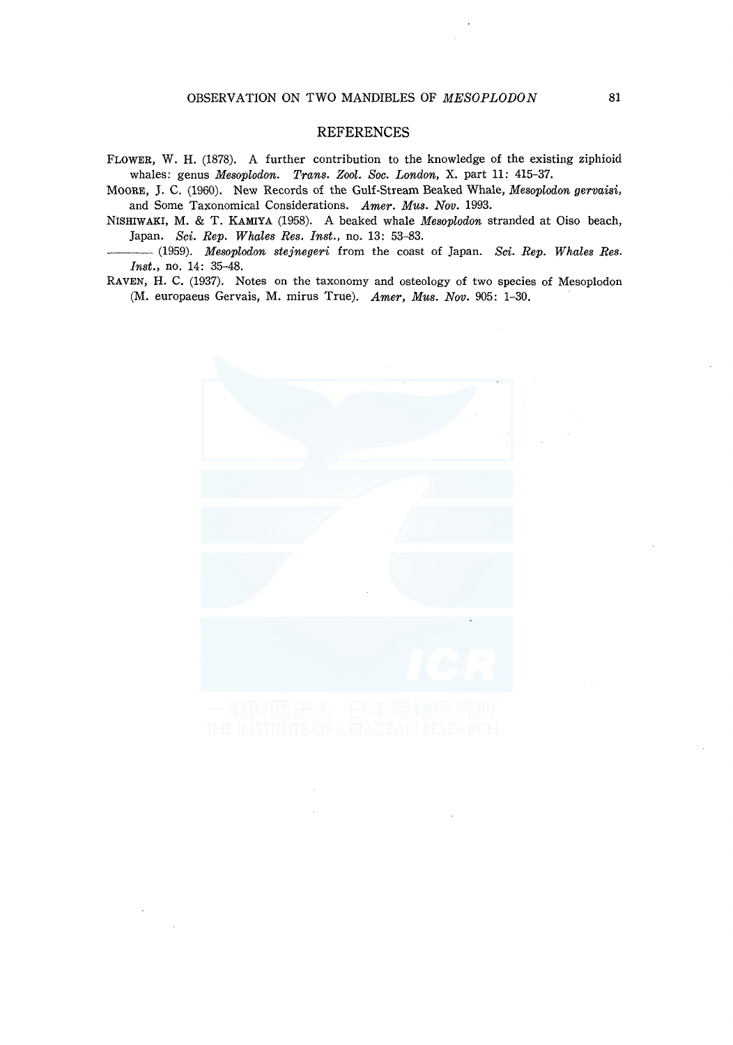## REFERENCES

FLOWER, W. H. (1878). A further contribution to the knowledge of the existing ziphioid whales: genus *Mesoplodon*. *Trans. Zool. Soc. London*, X. part 11: 415–37.

MOORE, J. C. (1960). New Records of the Gulf-Stream Beaked Whale, *Mesoplodon gervaisi*, and Some Taxonomical Considerations. *Amer. Mus. Nov.* 1993.

NISHIWAKI, M. & T. KAMIYA (1958). A beaked whale *Mesoplodon* stranded at Oiso beach, Japan. *Sci. Rep. Whales Res. Inst.*, no. 13: 53–83.

———— (1959). *Mesoplodon stejnegeri* from the coast of Japan. *Sci. Rep. Whales Res. Inst.*, no. 14: 35–48.

RAVEN, H. C. (1937). Notes on the taxonomy and osteology of two species of Mesoplodon (M. europaeus Gervais, M. mirus True). *Amer, Mus. Nov.* 905: 1–30.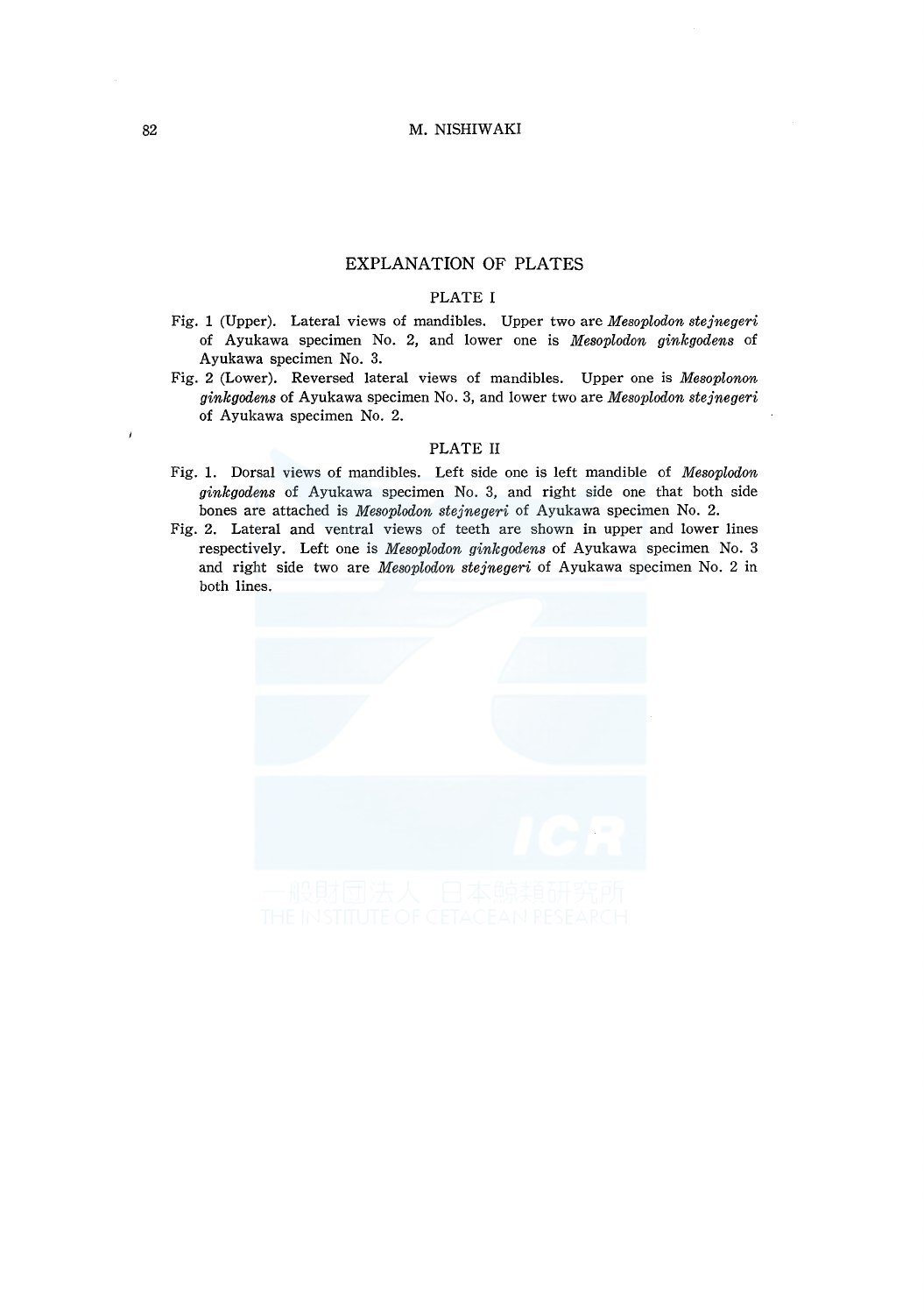## EXPLANATION OF PLATES

### PLATE I

Fig. 1 (Upper). Lateral views of mandibles. Upper two are *Mesoplodon stejnegeri* of Ayukawa specimen No. 2, and lower one is *Mesoplodon ginkgodens* of Ayukawa specimen No. 3.

Fig. 2 (Lower). Reversed lateral views of mandibles. Upper one is *Mesoplonon ginkgodens* of Ayukawa specimen No. 3, and lower two are *Mesoplodon stejnegeri* of Ayukawa specimen No. 2.

### PLATE II

Fig. 1. Dorsal views of mandibles. Left side one is left mandible of *Mesoplodon ginkgodens* of Ayukawa specimen No. 3, and right side one that both side bones are attached is *Mesoplodon stejnegeri* of Ayukawa specimen No. 2.

Fig. 2. Lateral and ventral views of teeth are shown in upper and lower lines respectively. Left one is *Mesoplodon ginkgodens* of Ayukawa specimen No. 3 and right side two are *Mesoplodon stejnegeri* of Ayukawa specimen No. 2 in both lines.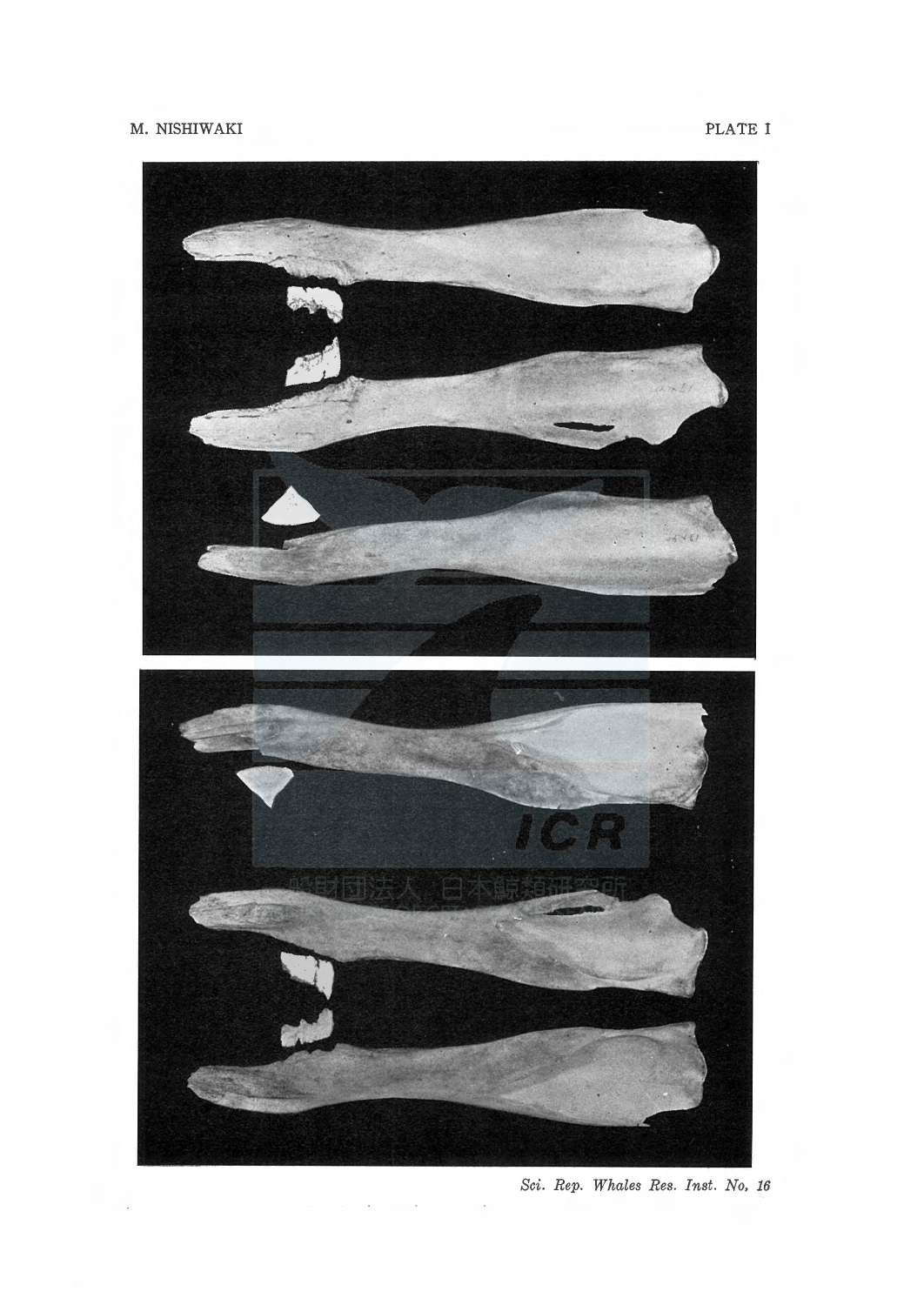PLATE I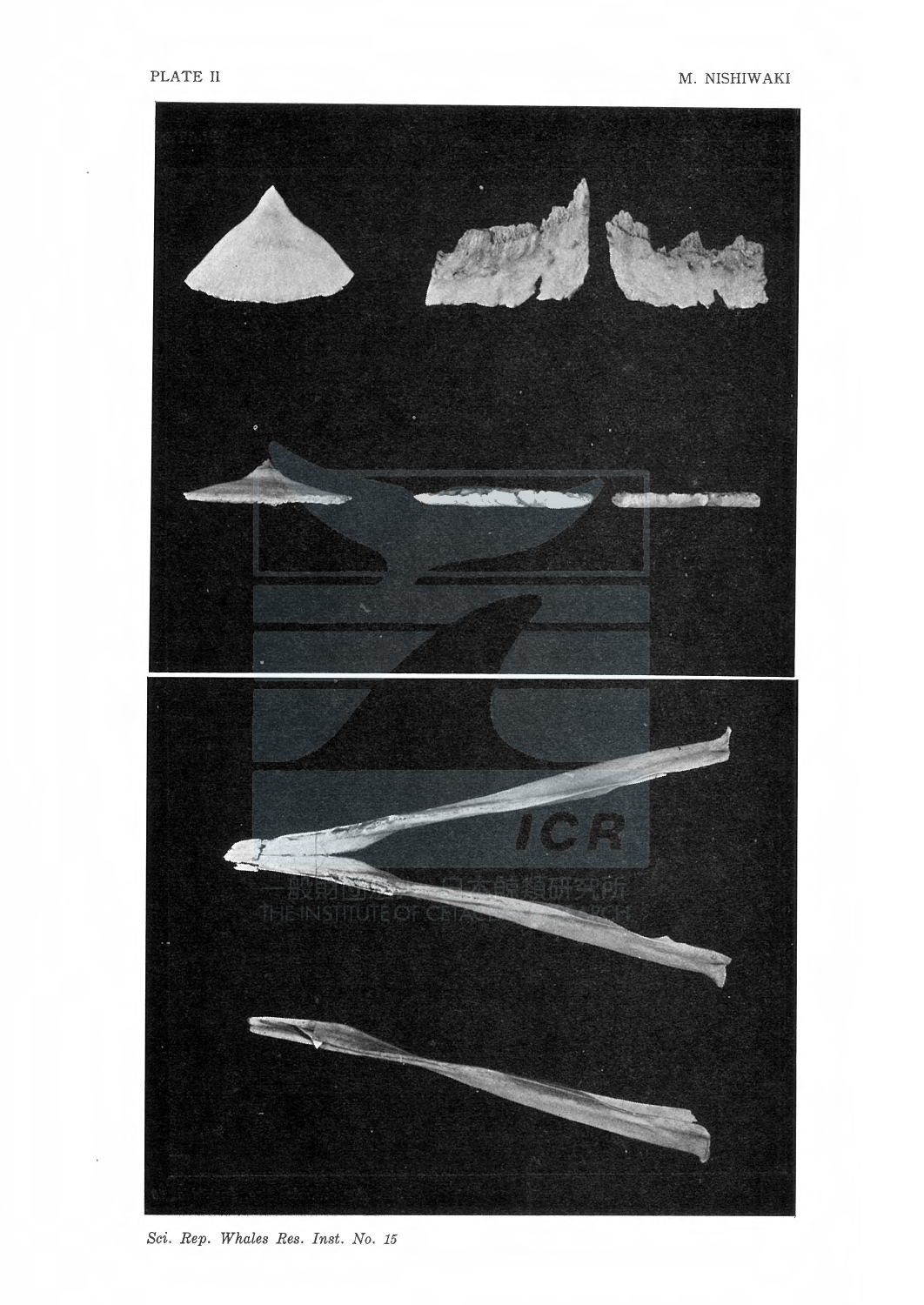PLATE II